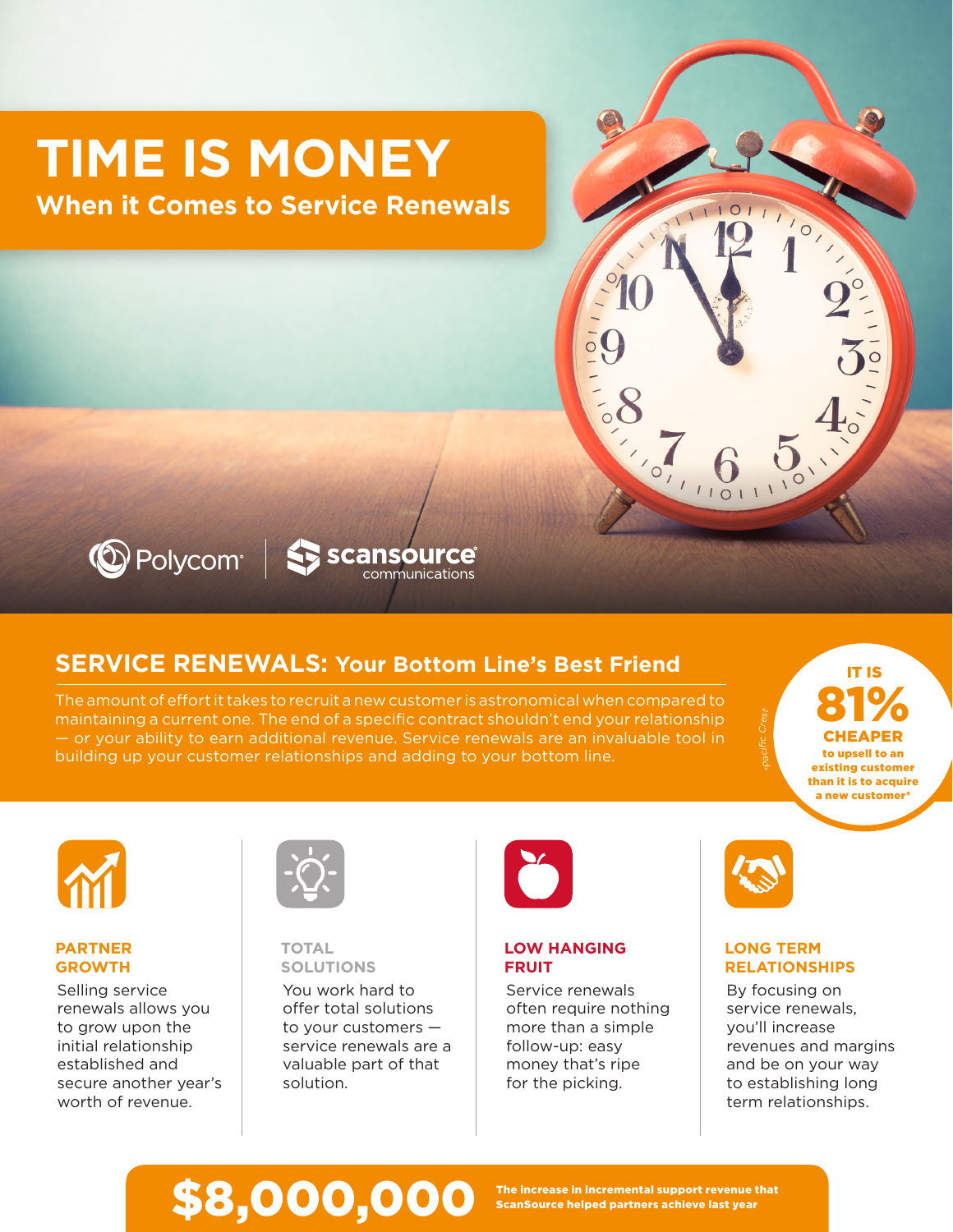# TIME IS MONEY

## When it Comes to Service Renewals

Polycom | scansource communications

## SERVICE RENEWALS: Your Bottom Line's Best Friend

The amount of effort it takes to recruit a new customer is astronomical when compared to maintaining a current one. The end of a specific contract shouldn't end your relationship — or your ability to earn additional revenue. Service renewals are an invaluable tool in building up your customer relationships and adding to your bottom line.

**IT IS 81% CHEAPER** to upsell to an existing customer than it is to acquire a new customer*

*Pacific Crest

### PARTNER GROWTH

Selling service renewals allows you to grow upon the initial relationship established and secure another year's worth of revenue.

### TOTAL SOLUTIONS

You work hard to offer total solutions to your customers — service renewals are a valuable part of that solution.

### LOW HANGING FRUIT

Service renewals often require nothing more than a simple follow-up: easy money that's ripe for the picking.

### LONG TERM RELATIONSHIPS

By focusing on service renewals, you'll increase revenues and margins and be on your way to establishing long term relationships.

**$8,000,000** The increase in incremental support revenue that ScanSource helped partners achieve last year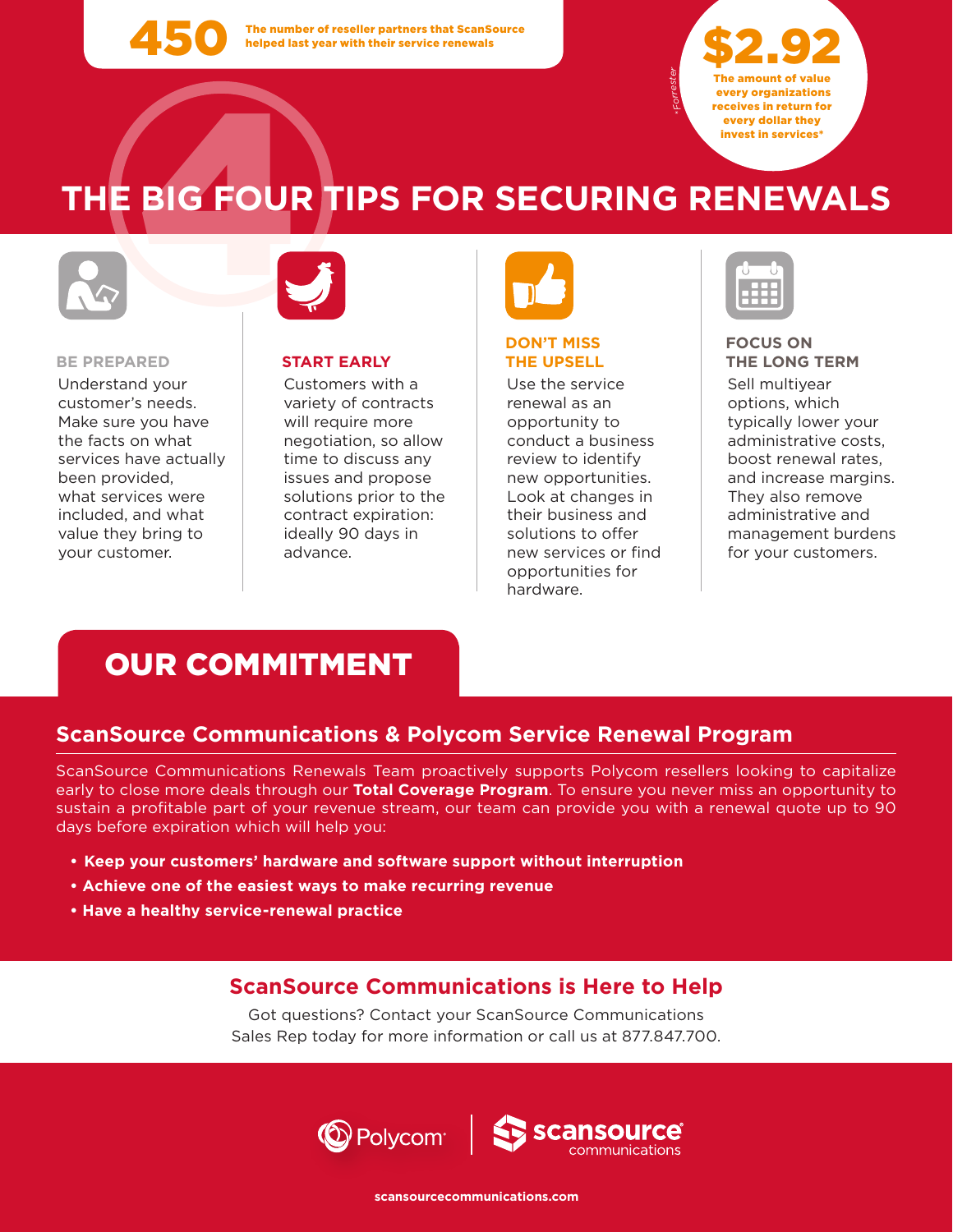**450** The number of reseller partners that ScanSource helped last year with their service renewals

**$2.92** The amount of value every organizations receives in return for every dollar they invest in services*

*Forrester

# THE BIG FOUR TIPS FOR SECURING RENEWALS

### BE PREPARED

Understand your customer's needs. Make sure you have the facts on what services have actually been provided, what services were included, and what value they bring to your customer.

### START EARLY

Customers with a variety of contracts will require more negotiation, so allow time to discuss any issues and propose solutions prior to the contract expiration: ideally 90 days in advance.

### DON'T MISS THE UPSELL

Use the service renewal as an opportunity to conduct a business review to identify new opportunities. Look at changes in their business and solutions to offer new services or find opportunities for hardware.

### FOCUS ON THE LONG TERM

Sell multiyear options, which typically lower your administrative costs, boost renewal rates, and increase margins. They also remove administrative and management burdens for your customers.

# OUR COMMITMENT

## ScanSource Communications & Polycom Service Renewal Program

ScanSource Communications Renewals Team proactively supports Polycom resellers looking to capitalize early to close more deals through our **Total Coverage Program**. To ensure you never miss an opportunity to sustain a profitable part of your revenue stream, our team can provide you with a renewal quote up to 90 days before expiration which will help you:

- **Keep your customers' hardware and software support without interruption**
- **Achieve one of the easiest ways to make recurring revenue**
- **Have a healthy service-renewal practice**

## ScanSource Communications is Here to Help

Got questions? Contact your ScanSource Communications Sales Rep today for more information or call us at 877.847.700.

Polycom | scansource communications

scansourcecommunications.com